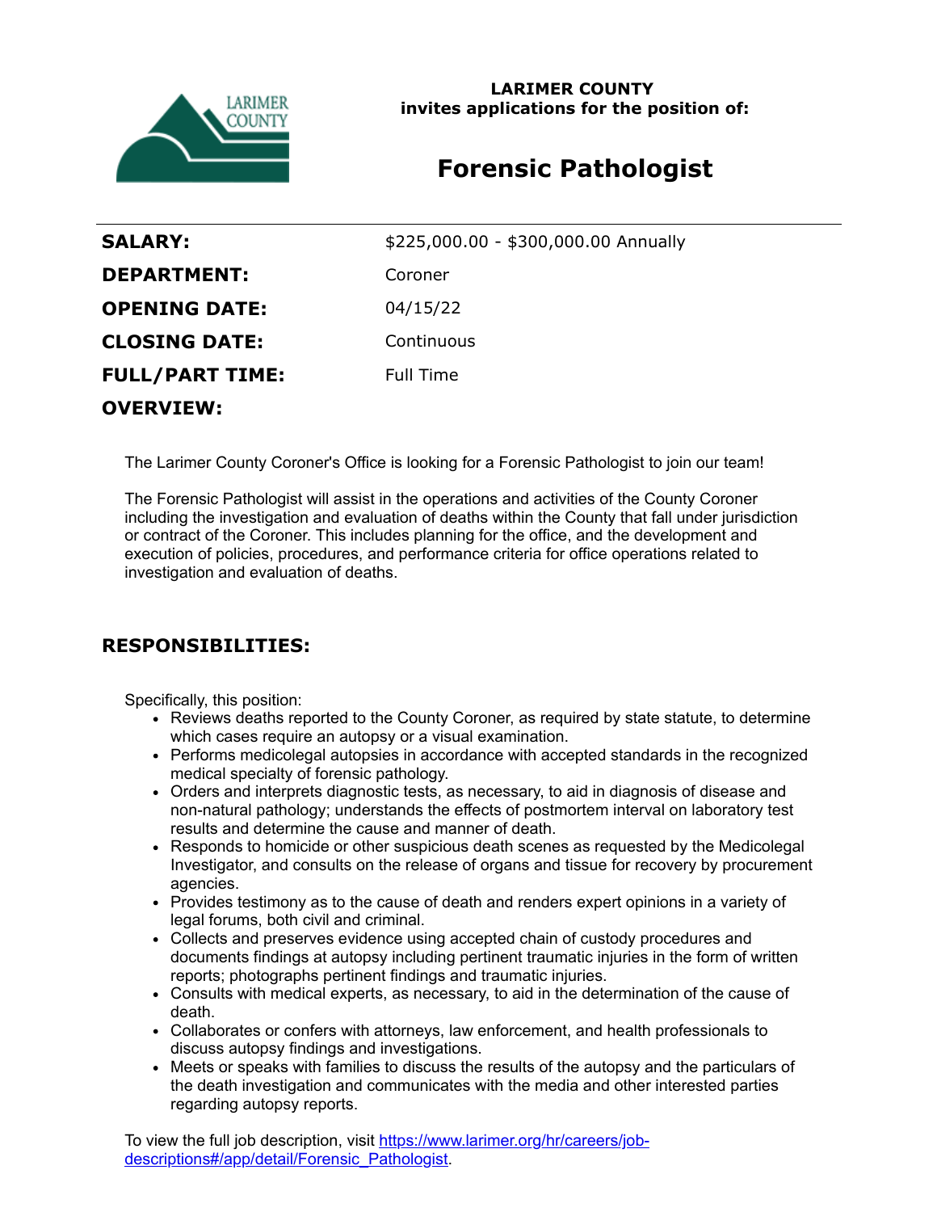**LARIMER COUNTY**
**invites applications for the position of:**

# Forensic Pathologist

| | |
|---|---|
| **SALARY:** | $225,000.00 - $300,000.00 Annually |
| **DEPARTMENT:** | Coroner |
| **OPENING DATE:** | 04/15/22 |
| **CLOSING DATE:** | Continuous |
| **FULL/PART TIME:** | Full Time |

## OVERVIEW:

The Larimer County Coroner's Office is looking for a Forensic Pathologist to join our team!

The Forensic Pathologist will assist in the operations and activities of the County Coroner including the investigation and evaluation of deaths within the County that fall under jurisdiction or contract of the Coroner. This includes planning for the office, and the development and execution of policies, procedures, and performance criteria for office operations related to investigation and evaluation of deaths.

## RESPONSIBILITIES:

Specifically, this position:

- Reviews deaths reported to the County Coroner, as required by state statute, to determine which cases require an autopsy or a visual examination.
- Performs medicolegal autopsies in accordance with accepted standards in the recognized medical specialty of forensic pathology.
- Orders and interprets diagnostic tests, as necessary, to aid in diagnosis of disease and non-natural pathology; understands the effects of postmortem interval on laboratory test results and determine the cause and manner of death.
- Responds to homicide or other suspicious death scenes as requested by the Medicolegal Investigator, and consults on the release of organs and tissue for recovery by procurement agencies.
- Provides testimony as to the cause of death and renders expert opinions in a variety of legal forums, both civil and criminal.
- Collects and preserves evidence using accepted chain of custody procedures and documents findings at autopsy including pertinent traumatic injuries in the form of written reports; photographs pertinent findings and traumatic injuries.
- Consults with medical experts, as necessary, to aid in the determination of the cause of death.
- Collaborates or confers with attorneys, law enforcement, and health professionals to discuss autopsy findings and investigations.
- Meets or speaks with families to discuss the results of the autopsy and the particulars of the death investigation and communicates with the media and other interested parties regarding autopsy reports.

To view the full job description, visit [https://www.larimer.org/hr/careers/job-descriptions#/app/detail/Forensic_Pathologist](https://www.larimer.org/hr/careers/job-descriptions#/app/detail/Forensic_Pathologist).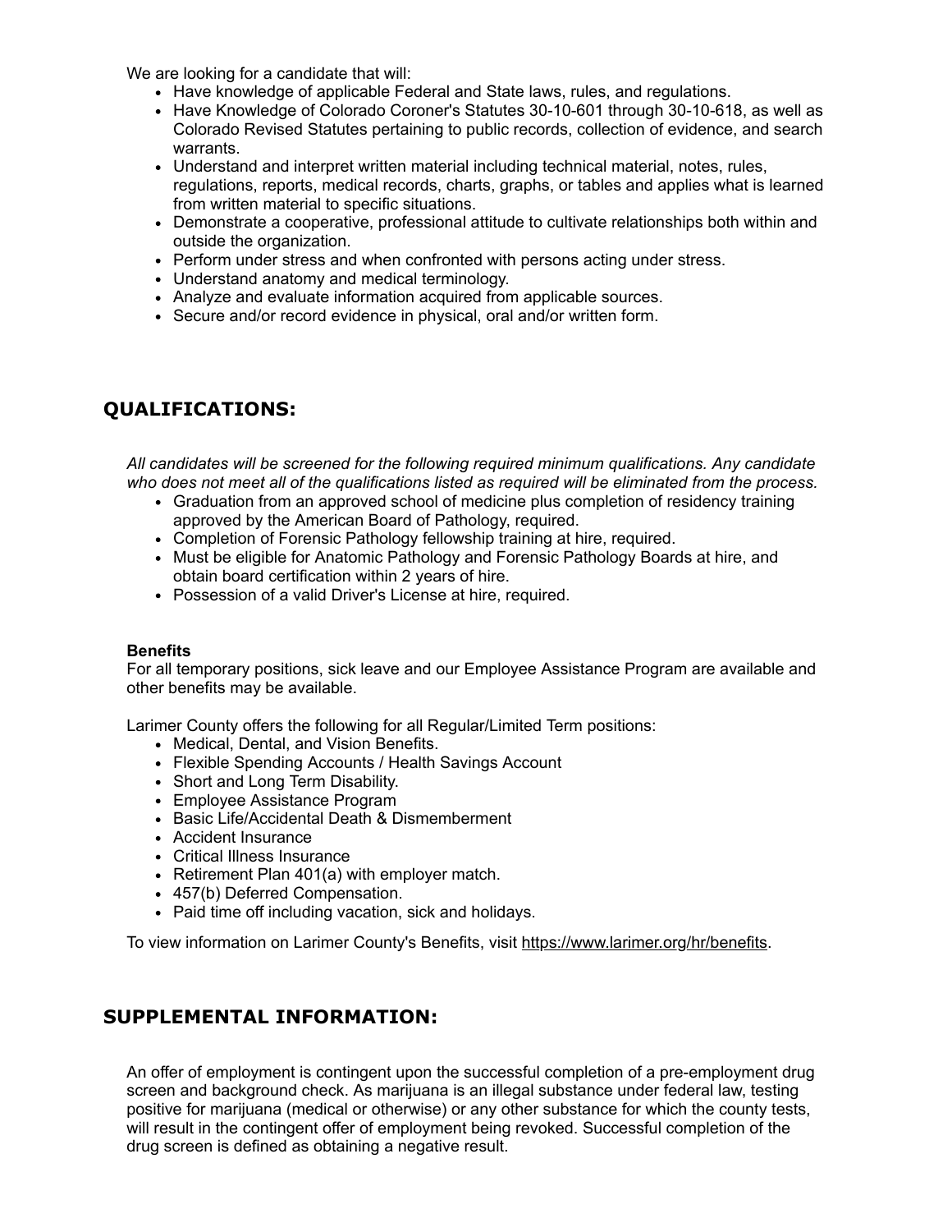We are looking for a candidate that will:

- Have knowledge of applicable Federal and State laws, rules, and regulations.
- Have Knowledge of Colorado Coroner's Statutes 30-10-601 through 30-10-618, as well as Colorado Revised Statutes pertaining to public records, collection of evidence, and search warrants.
- Understand and interpret written material including technical material, notes, rules, regulations, reports, medical records, charts, graphs, or tables and applies what is learned from written material to specific situations.
- Demonstrate a cooperative, professional attitude to cultivate relationships both within and outside the organization.
- Perform under stress and when confronted with persons acting under stress.
- Understand anatomy and medical terminology.
- Analyze and evaluate information acquired from applicable sources.
- Secure and/or record evidence in physical, oral and/or written form.

## QUALIFICATIONS:

*All candidates will be screened for the following required minimum qualifications. Any candidate who does not meet all of the qualifications listed as required will be eliminated from the process.*

- Graduation from an approved school of medicine plus completion of residency training approved by the American Board of Pathology, required.
- Completion of Forensic Pathology fellowship training at hire, required.
- Must be eligible for Anatomic Pathology and Forensic Pathology Boards at hire, and obtain board certification within 2 years of hire.
- Possession of a valid Driver's License at hire, required.

**Benefits**

For all temporary positions, sick leave and our Employee Assistance Program are available and other benefits may be available.

Larimer County offers the following for all Regular/Limited Term positions:

- Medical, Dental, and Vision Benefits.
- Flexible Spending Accounts / Health Savings Account
- Short and Long Term Disability.
- Employee Assistance Program
- Basic Life/Accidental Death & Dismemberment
- Accident Insurance
- Critical Illness Insurance
- Retirement Plan 401(a) with employer match.
- 457(b) Deferred Compensation.
- Paid time off including vacation, sick and holidays.

To view information on Larimer County's Benefits, visit [https://www.larimer.org/hr/benefits](https://www.larimer.org/hr/benefits).

## SUPPLEMENTAL INFORMATION:

An offer of employment is contingent upon the successful completion of a pre-employment drug screen and background check. As marijuana is an illegal substance under federal law, testing positive for marijuana (medical or otherwise) or any other substance for which the county tests, will result in the contingent offer of employment being revoked. Successful completion of the drug screen is defined as obtaining a negative result.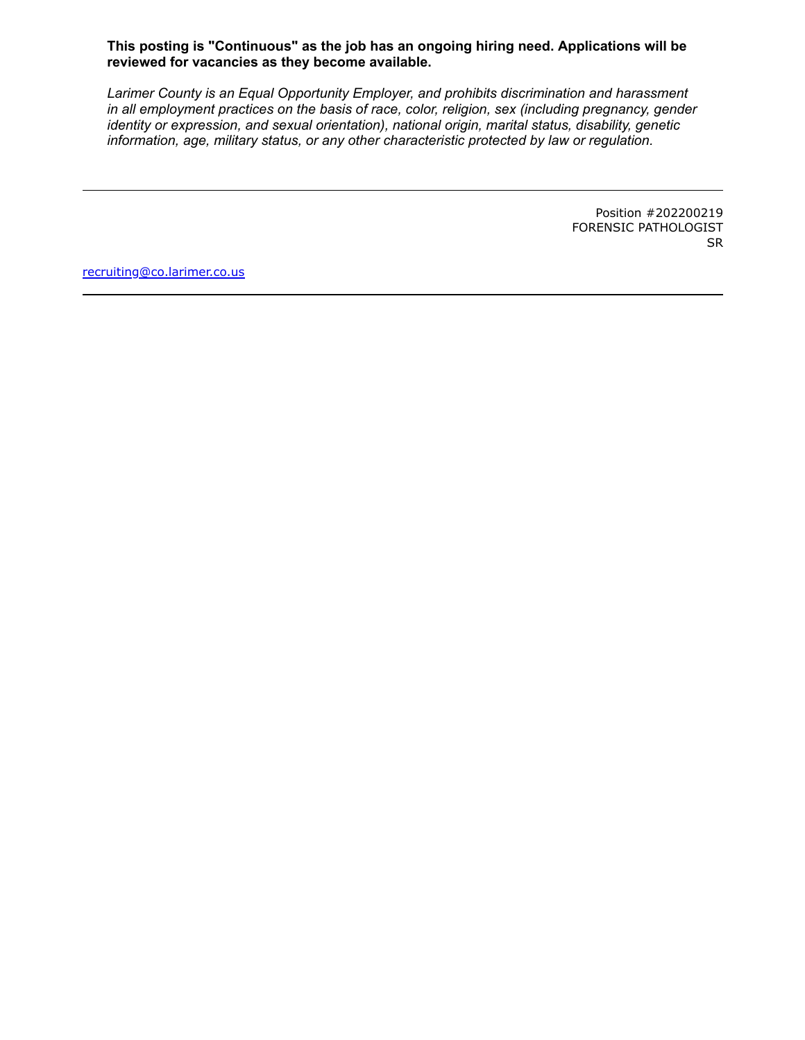**This posting is "Continuous" as the job has an ongoing hiring need. Applications will be reviewed for vacancies as they become available.**

*Larimer County is an Equal Opportunity Employer, and prohibits discrimination and harassment in all employment practices on the basis of race, color, religion, sex (including pregnancy, gender identity or expression, and sexual orientation), national origin, marital status, disability, genetic information, age, military status, or any other characteristic protected by law or regulation.*

---

Position #202200219
FORENSIC PATHOLOGIST
SR

recruiting@co.larimer.co.us

---